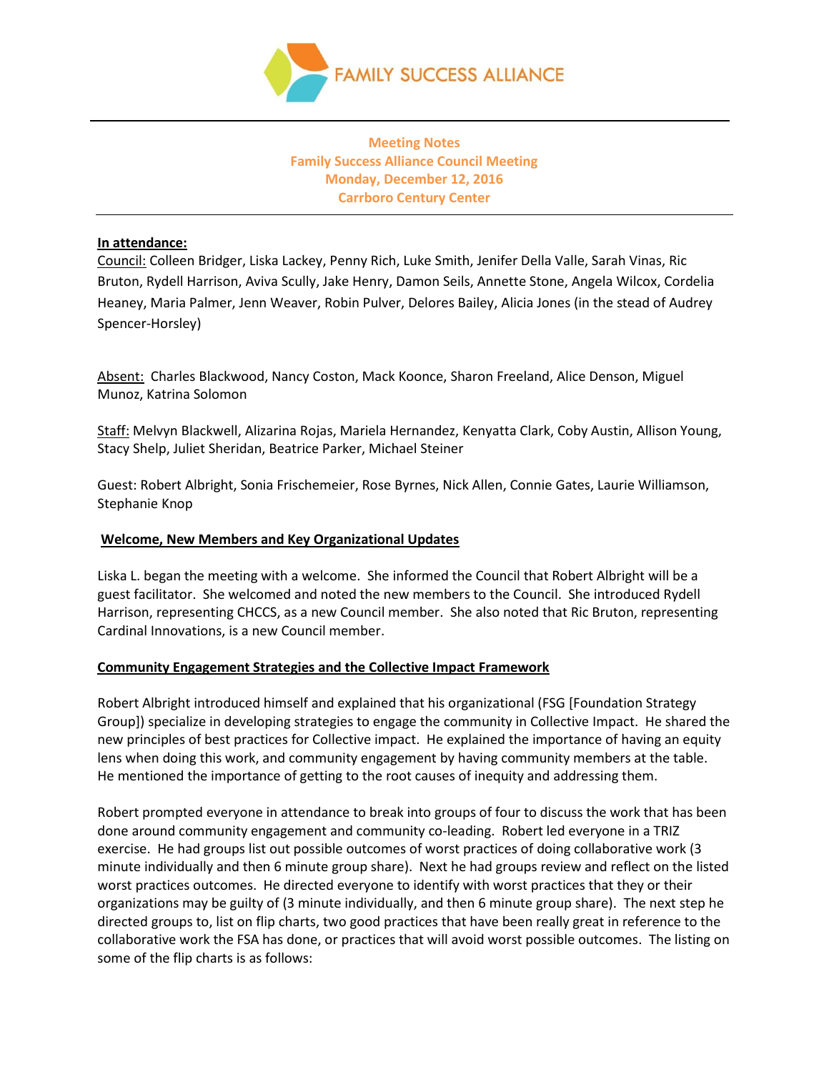FAMILY SUCCESS ALLIANCE

**Meeting Notes**
**Family Success Alliance Council Meeting**
**Monday, December 12, 2016**
**Carrboro Century Center**

---

**In attendance:**

Council: Colleen Bridger, Liska Lackey, Penny Rich, Luke Smith, Jenifer Della Valle, Sarah Vinas, Ric Bruton, Rydell Harrison, Aviva Scully, Jake Henry, Damon Seils, Annette Stone, Angela Wilcox, Cordelia Heaney, Maria Palmer, Jenn Weaver, Robin Pulver, Delores Bailey, Alicia Jones (in the stead of Audrey Spencer-Horsley)

Absent: Charles Blackwood, Nancy Coston, Mack Koonce, Sharon Freeland, Alice Denson, Miguel Munoz, Katrina Solomon

Staff: Melvyn Blackwell, Alizarina Rojas, Mariela Hernandez, Kenyatta Clark, Coby Austin, Allison Young, Stacy Shelp, Juliet Sheridan, Beatrice Parker, Michael Steiner

Guest: Robert Albright, Sonia Frischemeier, Rose Byrnes, Nick Allen, Connie Gates, Laurie Williamson, Stephanie Knop

**Welcome, New Members and Key Organizational Updates**

Liska L. began the meeting with a welcome. She informed the Council that Robert Albright will be a guest facilitator. She welcomed and noted the new members to the Council. She introduced Rydell Harrison, representing CHCCS, as a new Council member. She also noted that Ric Bruton, representing Cardinal Innovations, is a new Council member.

**Community Engagement Strategies and the Collective Impact Framework**

Robert Albright introduced himself and explained that his organizational (FSG [Foundation Strategy Group]) specialize in developing strategies to engage the community in Collective Impact. He shared the new principles of best practices for Collective impact. He explained the importance of having an equity lens when doing this work, and community engagement by having community members at the table. He mentioned the importance of getting to the root causes of inequity and addressing them.

Robert prompted everyone in attendance to break into groups of four to discuss the work that has been done around community engagement and community co-leading. Robert led everyone in a TRIZ exercise. He had groups list out possible outcomes of worst practices of doing collaborative work (3 minute individually and then 6 minute group share). Next he had groups review and reflect on the listed worst practices outcomes. He directed everyone to identify with worst practices that they or their organizations may be guilty of (3 minute individually, and then 6 minute group share). The next step he directed groups to, list on flip charts, two good practices that have been really great in reference to the collaborative work the FSA has done, or practices that will avoid worst possible outcomes. The listing on some of the flip charts is as follows: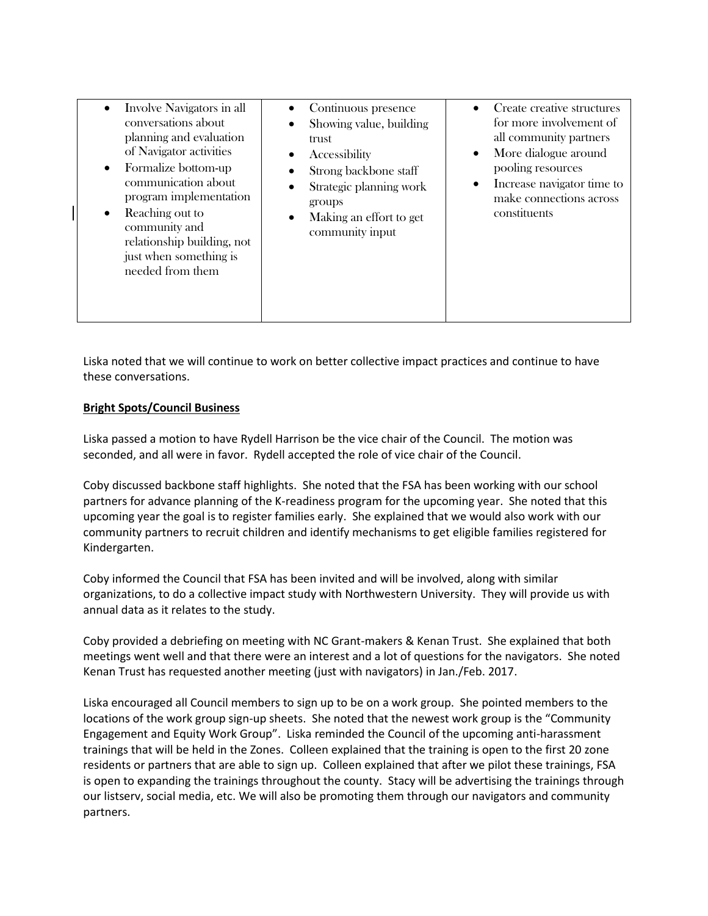| • Involve Navigators in all conversations about planning and evaluation of Navigator activities<br>• Formalize bottom-up communication about program implementation<br>• Reaching out to community and relationship building, not just when something is needed from them | • Continuous presence<br>• Showing value, building trust<br>• Accessibility<br>• Strong backbone staff<br>• Strategic planning work groups<br>• Making an effort to get community input | • Create creative structures for more involvement of all community partners<br>• More dialogue around pooling resources<br>• Increase navigator time to make connections across constituents |
|---|---|---|

Liska noted that we will continue to work on better collective impact practices and continue to have these conversations.

**Bright Spots/Council Business**

Liska passed a motion to have Rydell Harrison be the vice chair of the Council. The motion was seconded, and all were in favor. Rydell accepted the role of vice chair of the Council.

Coby discussed backbone staff highlights. She noted that the FSA has been working with our school partners for advance planning of the K-readiness program for the upcoming year. She noted that this upcoming year the goal is to register families early. She explained that we would also work with our community partners to recruit children and identify mechanisms to get eligible families registered for Kindergarten.

Coby informed the Council that FSA has been invited and will be involved, along with similar organizations, to do a collective impact study with Northwestern University. They will provide us with annual data as it relates to the study.

Coby provided a debriefing on meeting with NC Grant-makers & Kenan Trust. She explained that both meetings went well and that there were an interest and a lot of questions for the navigators. She noted Kenan Trust has requested another meeting (just with navigators) in Jan./Feb. 2017.

Liska encouraged all Council members to sign up to be on a work group. She pointed members to the locations of the work group sign-up sheets. She noted that the newest work group is the "Community Engagement and Equity Work Group". Liska reminded the Council of the upcoming anti-harassment trainings that will be held in the Zones. Colleen explained that the training is open to the first 20 zone residents or partners that are able to sign up. Colleen explained that after we pilot these trainings, FSA is open to expanding the trainings throughout the county. Stacy will be advertising the trainings through our listserv, social media, etc. We will also be promoting them through our navigators and community partners.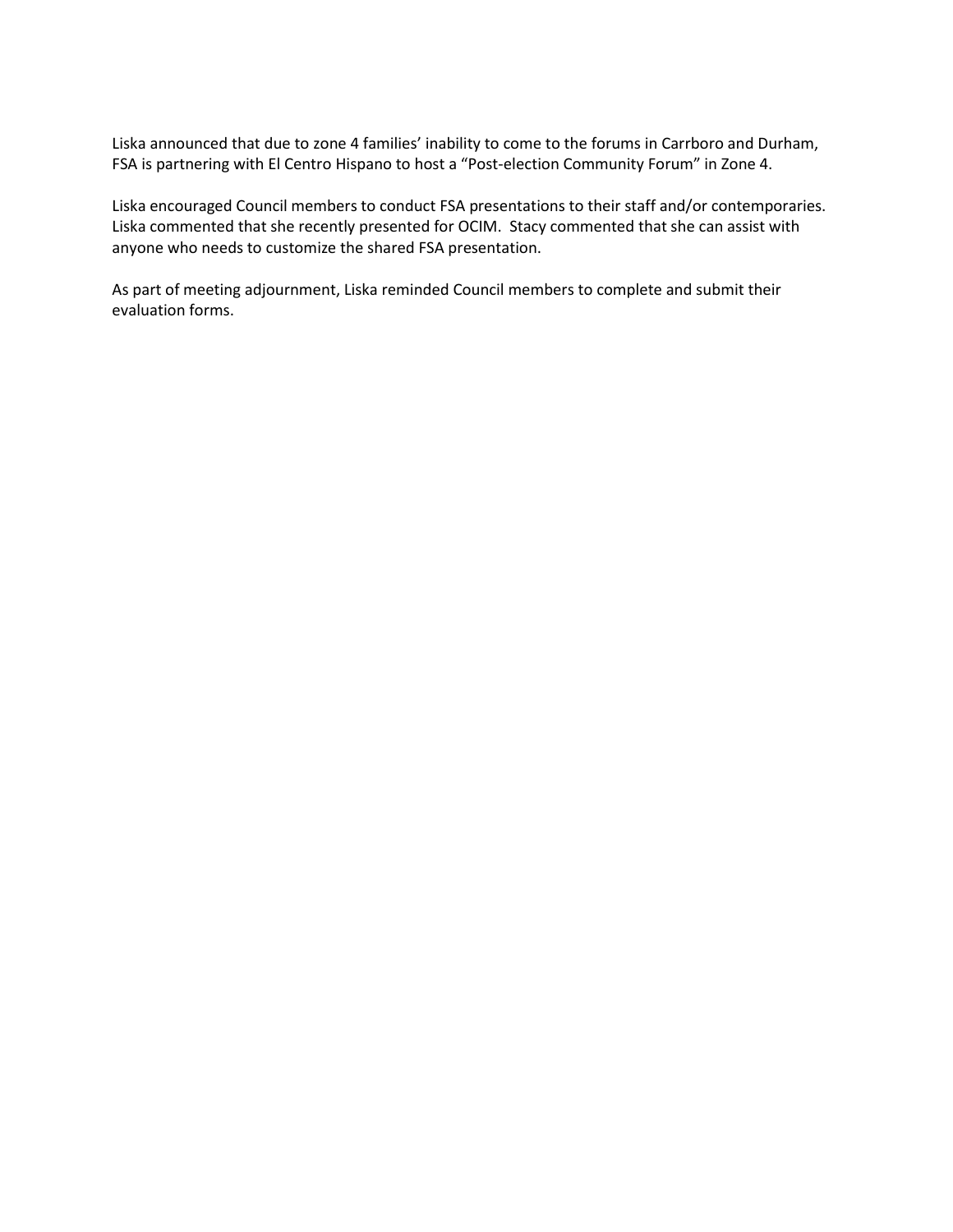Liska announced that due to zone 4 families' inability to come to the forums in Carrboro and Durham, FSA is partnering with El Centro Hispano to host a "Post-election Community Forum" in Zone 4.

Liska encouraged Council members to conduct FSA presentations to their staff and/or contemporaries. Liska commented that she recently presented for OCIM. Stacy commented that she can assist with anyone who needs to customize the shared FSA presentation.

As part of meeting adjournment, Liska reminded Council members to complete and submit their evaluation forms.